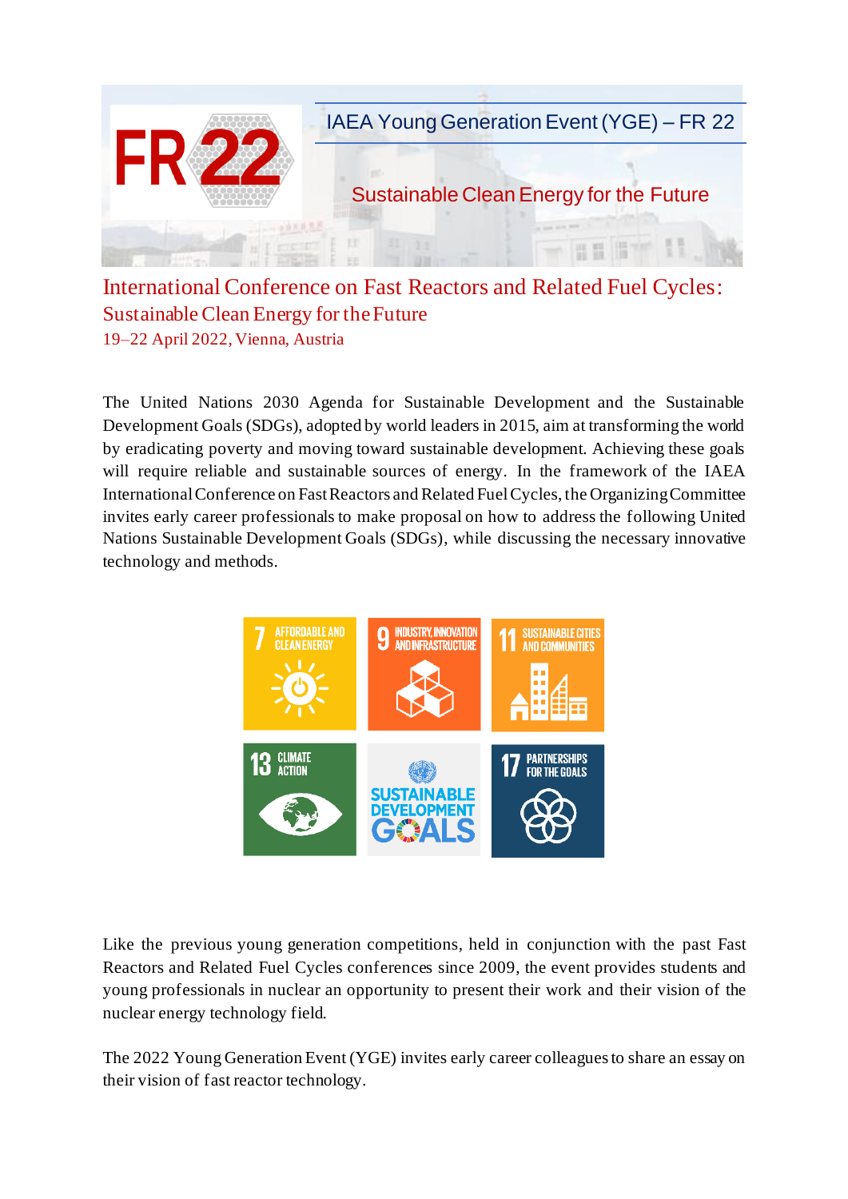FR 22

IAEA Young Generation Event (YGE) – FR 22

Sustainable Clean Energy for the Future

# International Conference on Fast Reactors and Related Fuel Cycles: Sustainable Clean Energy for the Future

19–22 April 2022, Vienna, Austria

The United Nations 2030 Agenda for Sustainable Development and the Sustainable Development Goals (SDGs), adopted by world leaders in 2015, aim at transforming the world by eradicating poverty and moving toward sustainable development. Achieving these goals will require reliable and sustainable sources of energy. In the framework of the IAEA International Conference on Fast Reactors and Related Fuel Cycles, the Organizing Committee invites early career professionals to make proposal on how to address the following United Nations Sustainable Development Goals (SDGs), while discussing the necessary innovative technology and methods.

- 7 AFFORDABLE AND CLEAN ENERGY
- 9 INDUSTRY, INNOVATION AND INFRASTRUCTURE
- 11 SUSTAINABLE CITIES AND COMMUNITIES
- 13 CLIMATE ACTION
- SUSTAINABLE DEVELOPMENT GOALS
- 17 PARTNERSHIPS FOR THE GOALS

Like the previous young generation competitions, held in conjunction with the past Fast Reactors and Related Fuel Cycles conferences since 2009, the event provides students and young professionals in nuclear an opportunity to present their work and their vision of the nuclear energy technology field.

The 2022 Young Generation Event (YGE) invites early career colleagues to share an essay on their vision of fast reactor technology.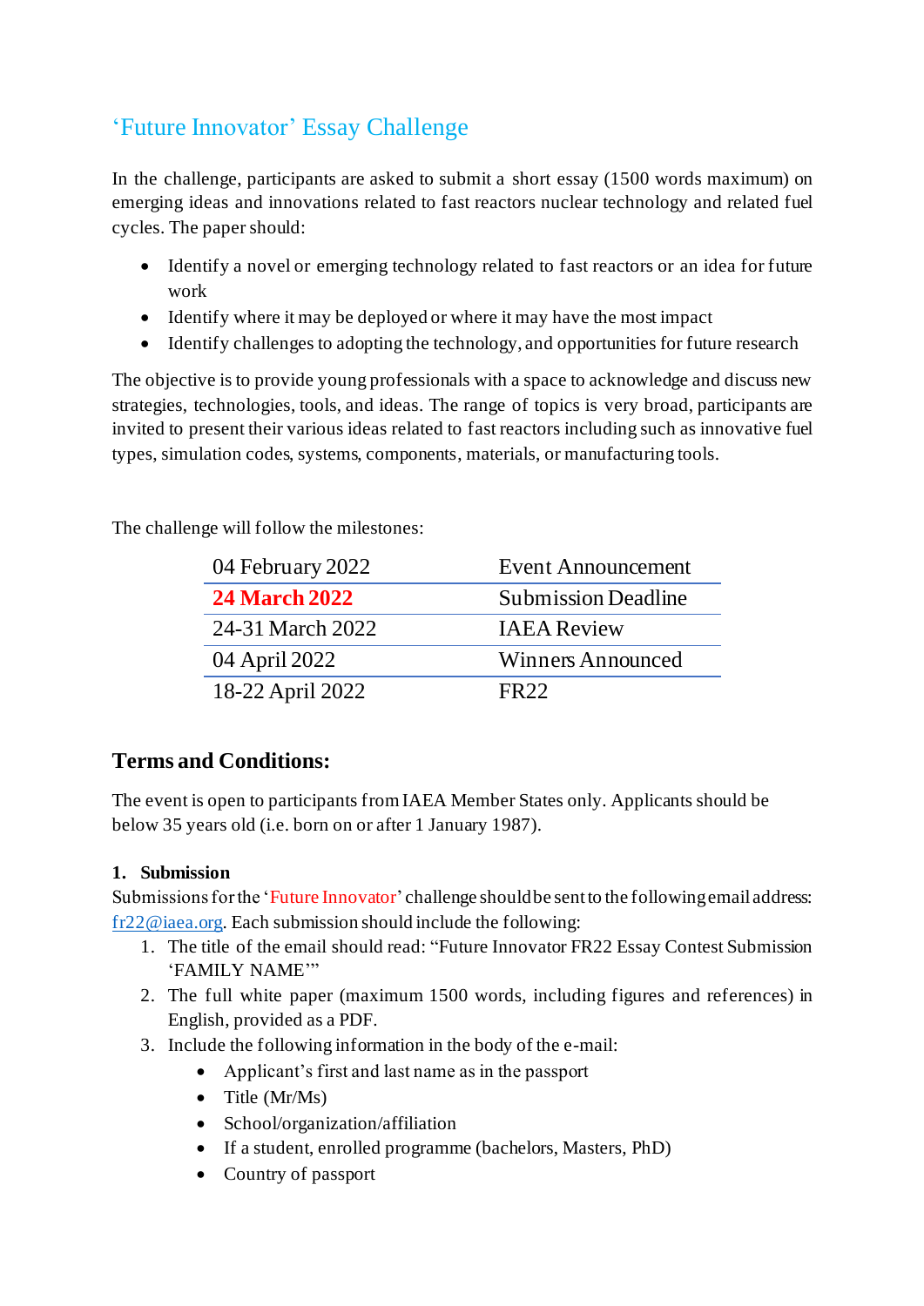## 'Future Innovator' Essay Challenge

In the challenge, participants are asked to submit a short essay (1500 words maximum) on emerging ideas and innovations related to fast reactors nuclear technology and related fuel cycles. The paper should:

- Identify a novel or emerging technology related to fast reactors or an idea for future work
- Identify where it may be deployed or where it may have the most impact
- Identify challenges to adopting the technology, and opportunities for future research

The objective is to provide young professionals with a space to acknowledge and discuss new strategies, technologies, tools, and ideas. The range of topics is very broad, participants are invited to present their various ideas related to fast reactors including such as innovative fuel types, simulation codes, systems, components, materials, or manufacturing tools.

The challenge will follow the milestones:

| 04 February 2022 | Event Announcement |
|---|---|
| **24 March 2022** | Submission Deadline |
| 24-31 March 2022 | IAEA Review |
| 04 April 2022 | Winners Announced |
| 18-22 April 2022 | FR22 |

## Terms and Conditions:

The event is open to participants from IAEA Member States only. Applicants should be below 35 years old (i.e. born on or after 1 January 1987).

### 1. Submission

Submissions for the 'Future Innovator' challenge should be sent to the following email address: fr22@iaea.org. Each submission should include the following:

1. The title of the email should read: "Future Innovator FR22 Essay Contest Submission 'FAMILY NAME'"
2. The full white paper (maximum 1500 words, including figures and references) in English, provided as a PDF.
3. Include the following information in the body of the e-mail:
    - Applicant's first and last name as in the passport
    - Title (Mr/Ms)
    - School/organization/affiliation
    - If a student, enrolled programme (bachelors, Masters, PhD)
    - Country of passport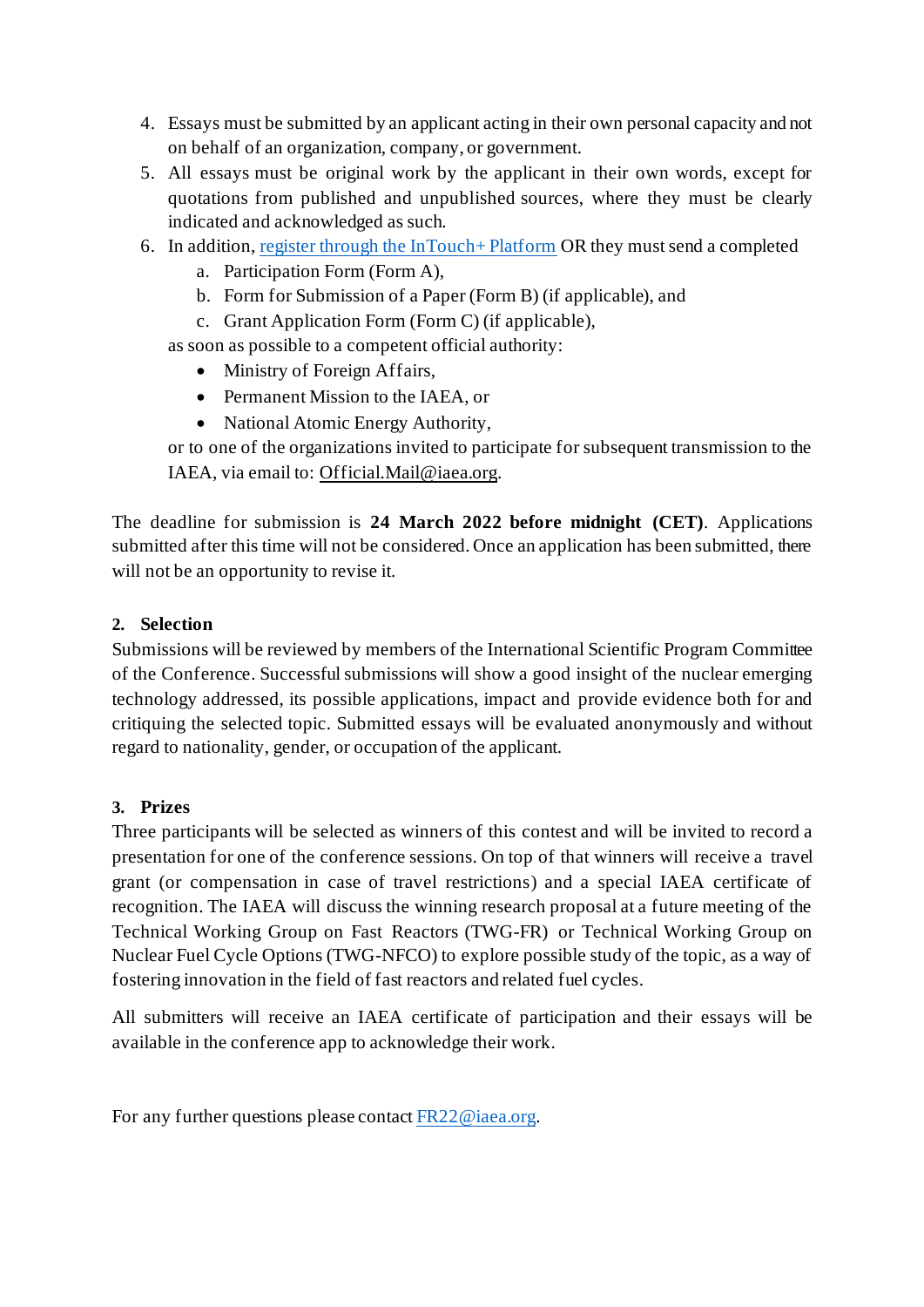4. Essays must be submitted by an applicant acting in their own personal capacity and not on behalf of an organization, company, or government.
5. All essays must be original work by the applicant in their own words, except for quotations from published and unpublished sources, where they must be clearly indicated and acknowledged as such.
6. In addition, [register through the InTouch+ Platform]() OR they must send a completed
   a. Participation Form (Form A),
   b. Form for Submission of a Paper (Form B) (if applicable), and
   c. Grant Application Form (Form C) (if applicable),

   as soon as possible to a competent official authority:
   - Ministry of Foreign Affairs,
   - Permanent Mission to the IAEA, or
   - National Atomic Energy Authority,

   or to one of the organizations invited to participate for subsequent transmission to the IAEA, via email to: Official.Mail@iaea.org.

The deadline for submission is **24 March 2022 before midnight (CET)**. Applications submitted after this time will not be considered. Once an application has been submitted, there will not be an opportunity to revise it.

**2. Selection**

Submissions will be reviewed by members of the International Scientific Program Committee of the Conference. Successful submissions will show a good insight of the nuclear emerging technology addressed, its possible applications, impact and provide evidence both for and critiquing the selected topic. Submitted essays will be evaluated anonymously and without regard to nationality, gender, or occupation of the applicant.

**3. Prizes**

Three participants will be selected as winners of this contest and will be invited to record a presentation for one of the conference sessions. On top of that winners will receive a travel grant (or compensation in case of travel restrictions) and a special IAEA certificate of recognition. The IAEA will discuss the winning research proposal at a future meeting of the Technical Working Group on Fast Reactors (TWG-FR) or Technical Working Group on Nuclear Fuel Cycle Options (TWG-NFCO) to explore possible study of the topic, as a way of fostering innovation in the field of fast reactors and related fuel cycles.

All submitters will receive an IAEA certificate of participation and their essays will be available in the conference app to acknowledge their work.

For any further questions please contact FR22@iaea.org.